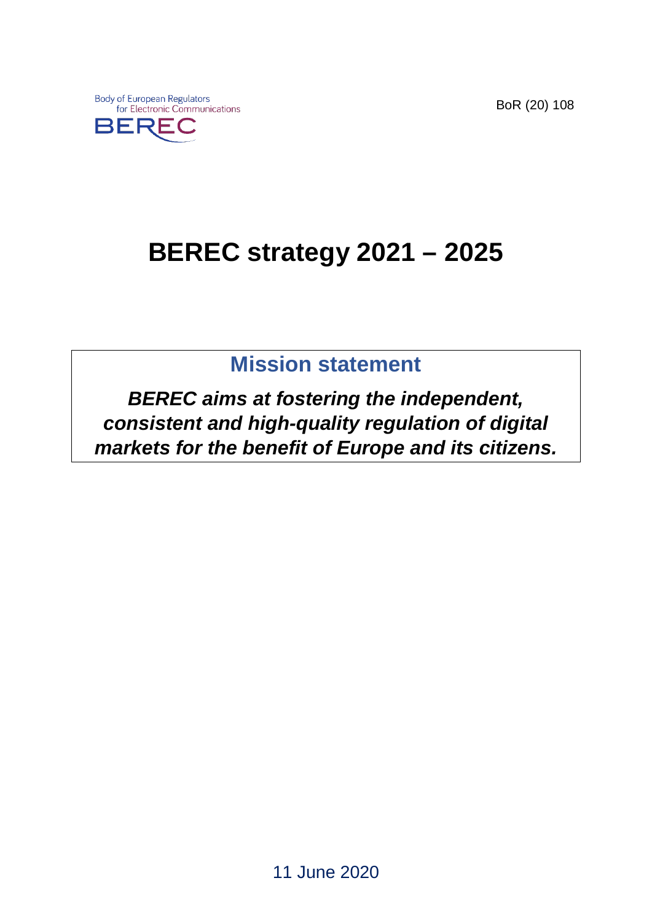Body of European Regulators for Electronic Communications

BEREC

BoR (20) 108

# BEREC strategy 2021 – 2025

## Mission statement

***BEREC aims at fostering the independent, consistent and high-quality regulation of digital markets for the benefit of Europe and its citizens.***

11 June 2020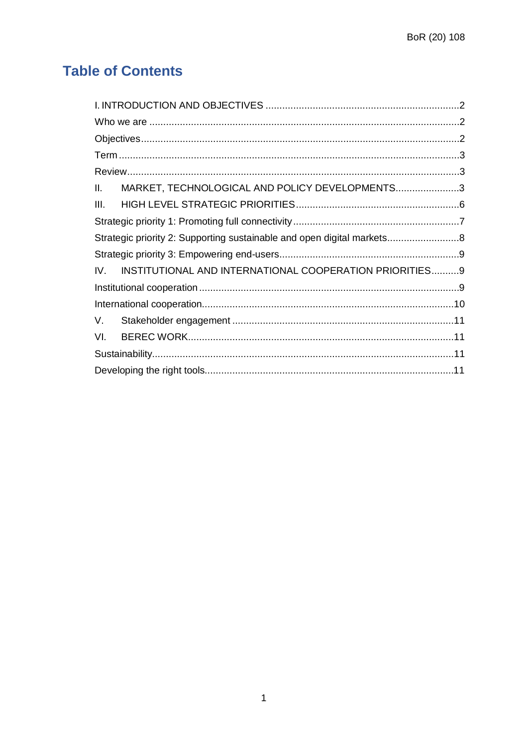# Table of Contents

I. INTRODUCTION AND OBJECTIVES ....................................................................2

Who we are ..........................................................................................................2

Objectives..............................................................................................................2

Term .....................................................................................................................3

Review...................................................................................................................3

II. MARKET, TECHNOLOGICAL AND POLICY DEVELOPMENTS......................3

III. HIGH LEVEL STRATEGIC PRIORITIES..........................................................6

Strategic priority 1: Promoting full connectivity ...........................................................7

Strategic priority 2: Supporting sustainable and open digital markets.........................8

Strategic priority 3: Empowering end-users...............................................................9

IV. INSTITUTIONAL AND INTERNATIONAL COOPERATION PRIORITIES..........9

Institutional cooperation ..........................................................................................9

International cooperation.........................................................................................10

V. Stakeholder engagement ..................................................................................11

VI. BEREC WORK...................................................................................................11

Sustainability...........................................................................................................11

Developing the right tools.........................................................................................11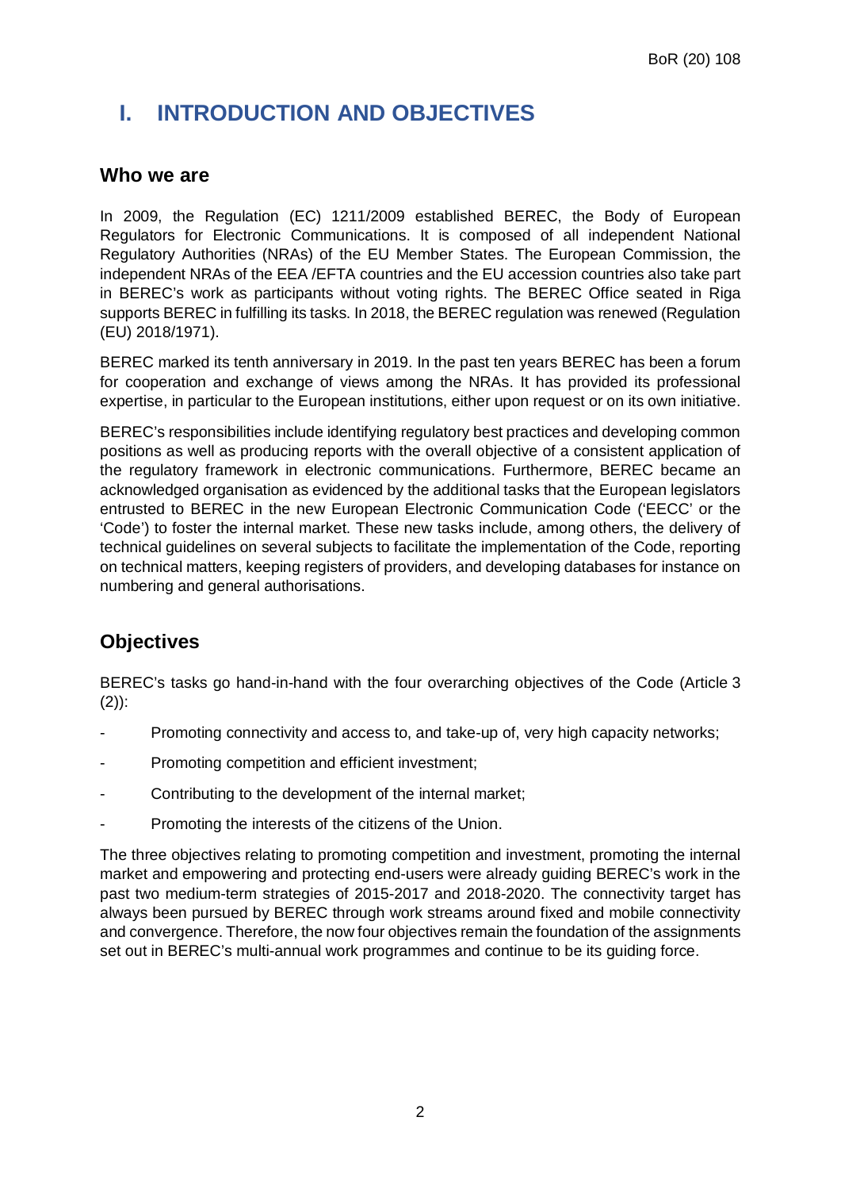# I. INTRODUCTION AND OBJECTIVES

## Who we are

In 2009, the Regulation (EC) 1211/2009 established BEREC, the Body of European Regulators for Electronic Communications. It is composed of all independent National Regulatory Authorities (NRAs) of the EU Member States. The European Commission, the independent NRAs of the EEA /EFTA countries and the EU accession countries also take part in BEREC's work as participants without voting rights. The BEREC Office seated in Riga supports BEREC in fulfilling its tasks. In 2018, the BEREC regulation was renewed (Regulation (EU) 2018/1971).

BEREC marked its tenth anniversary in 2019. In the past ten years BEREC has been a forum for cooperation and exchange of views among the NRAs. It has provided its professional expertise, in particular to the European institutions, either upon request or on its own initiative.

BEREC's responsibilities include identifying regulatory best practices and developing common positions as well as producing reports with the overall objective of a consistent application of the regulatory framework in electronic communications. Furthermore, BEREC became an acknowledged organisation as evidenced by the additional tasks that the European legislators entrusted to BEREC in the new European Electronic Communication Code ('EECC' or the 'Code') to foster the internal market. These new tasks include, among others, the delivery of technical guidelines on several subjects to facilitate the implementation of the Code, reporting on technical matters, keeping registers of providers, and developing databases for instance on numbering and general authorisations.

## Objectives

BEREC's tasks go hand-in-hand with the four overarching objectives of the Code (Article 3 (2)):

- Promoting connectivity and access to, and take-up of, very high capacity networks;
- Promoting competition and efficient investment;
- Contributing to the development of the internal market;
- Promoting the interests of the citizens of the Union.

The three objectives relating to promoting competition and investment, promoting the internal market and empowering and protecting end-users were already guiding BEREC's work in the past two medium-term strategies of 2015-2017 and 2018-2020. The connectivity target has always been pursued by BEREC through work streams around fixed and mobile connectivity and convergence. Therefore, the now four objectives remain the foundation of the assignments set out in BEREC's multi-annual work programmes and continue to be its guiding force.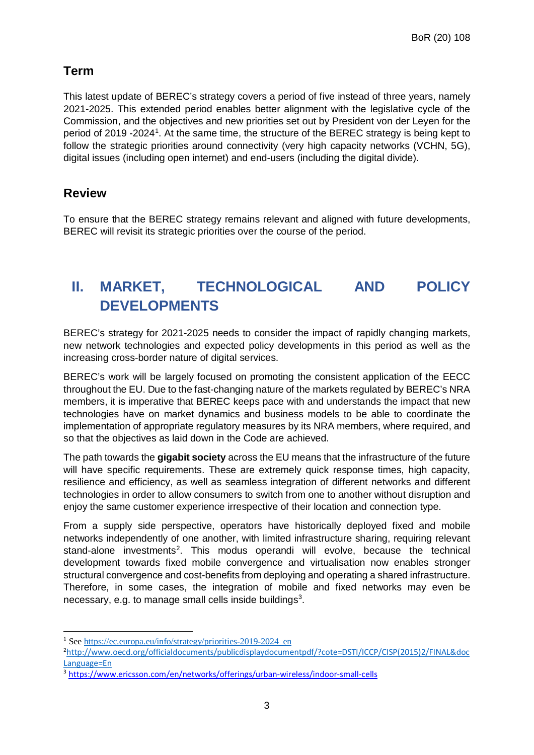## Term

This latest update of BEREC's strategy covers a period of five instead of three years, namely 2021-2025. This extended period enables better alignment with the legislative cycle of the Commission, and the objectives and new priorities set out by President von der Leyen for the period of 2019 -2024[1]. At the same time, the structure of the BEREC strategy is being kept to follow the strategic priorities around connectivity (very high capacity networks (VCHN, 5G), digital issues (including open internet) and end-users (including the digital divide).

## Review

To ensure that the BEREC strategy remains relevant and aligned with future developments, BEREC will revisit its strategic priorities over the course of the period.

# II. MARKET, TECHNOLOGICAL AND POLICY DEVELOPMENTS

BEREC's strategy for 2021-2025 needs to consider the impact of rapidly changing markets, new network technologies and expected policy developments in this period as well as the increasing cross-border nature of digital services.

BEREC's work will be largely focused on promoting the consistent application of the EECC throughout the EU. Due to the fast-changing nature of the markets regulated by BEREC's NRA members, it is imperative that BEREC keeps pace with and understands the impact that new technologies have on market dynamics and business models to be able to coordinate the implementation of appropriate regulatory measures by its NRA members, where required, and so that the objectives as laid down in the Code are achieved.

The path towards the **gigabit society** across the EU means that the infrastructure of the future will have specific requirements. These are extremely quick response times, high capacity, resilience and efficiency, as well as seamless integration of different networks and different technologies in order to allow consumers to switch from one to another without disruption and enjoy the same customer experience irrespective of their location and connection type.

From a supply side perspective, operators have historically deployed fixed and mobile networks independently of one another, with limited infrastructure sharing, requiring relevant stand-alone investments[2]. This modus operandi will evolve, because the technical development towards fixed mobile convergence and virtualisation now enables stronger structural convergence and cost-benefits from deploying and operating a shared infrastructure. Therefore, in some cases, the integration of mobile and fixed networks may even be necessary, e.g. to manage small cells inside buildings[3].

---

[1] See https://ec.europa.eu/info/strategy/priorities-2019-2024_en

[2] http://www.oecd.org/officialdocuments/publicdisplaydocumentpdf/?cote=DSTI/ICCP/CISP(2015)2/FINAL&docLanguage=En

[3] https://www.ericsson.com/en/networks/offerings/urban-wireless/indoor-small-cells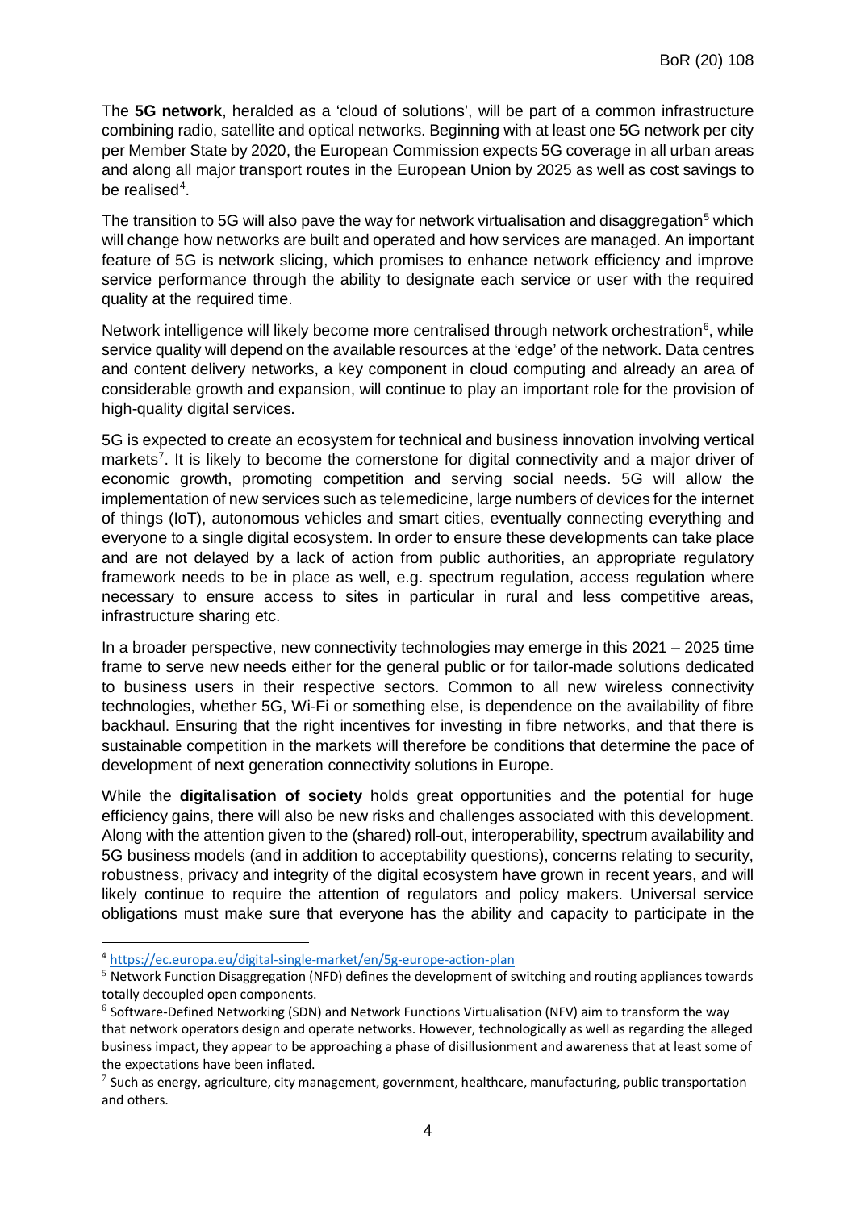The **5G network**, heralded as a 'cloud of solutions', will be part of a common infrastructure combining radio, satellite and optical networks. Beginning with at least one 5G network per city per Member State by 2020, the European Commission expects 5G coverage in all urban areas and along all major transport routes in the European Union by 2025 as well as cost savings to be realised[4].

The transition to 5G will also pave the way for network virtualisation and disaggregation[5] which will change how networks are built and operated and how services are managed. An important feature of 5G is network slicing, which promises to enhance network efficiency and improve service performance through the ability to designate each service or user with the required quality at the required time.

Network intelligence will likely become more centralised through network orchestration[6], while service quality will depend on the available resources at the 'edge' of the network. Data centres and content delivery networks, a key component in cloud computing and already an area of considerable growth and expansion, will continue to play an important role for the provision of high-quality digital services.

5G is expected to create an ecosystem for technical and business innovation involving vertical markets[7]. It is likely to become the cornerstone for digital connectivity and a major driver of economic growth, promoting competition and serving social needs. 5G will allow the implementation of new services such as telemedicine, large numbers of devices for the internet of things (IoT), autonomous vehicles and smart cities, eventually connecting everything and everyone to a single digital ecosystem. In order to ensure these developments can take place and are not delayed by a lack of action from public authorities, an appropriate regulatory framework needs to be in place as well, e.g. spectrum regulation, access regulation where necessary to ensure access to sites in particular in rural and less competitive areas, infrastructure sharing etc.

In a broader perspective, new connectivity technologies may emerge in this 2021 – 2025 time frame to serve new needs either for the general public or for tailor-made solutions dedicated to business users in their respective sectors. Common to all new wireless connectivity technologies, whether 5G, Wi-Fi or something else, is dependence on the availability of fibre backhaul. Ensuring that the right incentives for investing in fibre networks, and that there is sustainable competition in the markets will therefore be conditions that determine the pace of development of next generation connectivity solutions in Europe.

While the **digitalisation of society** holds great opportunities and the potential for huge efficiency gains, there will also be new risks and challenges associated with this development. Along with the attention given to the (shared) roll-out, interoperability, spectrum availability and 5G business models (and in addition to acceptability questions), concerns relating to security, robustness, privacy and integrity of the digital ecosystem have grown in recent years, and will likely continue to require the attention of regulators and policy makers. Universal service obligations must make sure that everyone has the ability and capacity to participate in the

---

[4] https://ec.europa.eu/digital-single-market/en/5g-europe-action-plan

[5] Network Function Disaggregation (NFD) defines the development of switching and routing appliances towards totally decoupled open components.

[6] Software-Defined Networking (SDN) and Network Functions Virtualisation (NFV) aim to transform the way that network operators design and operate networks. However, technologically as well as regarding the alleged business impact, they appear to be approaching a phase of disillusionment and awareness that at least some of the expectations have been inflated.

[7] Such as energy, agriculture, city management, government, healthcare, manufacturing, public transportation and others.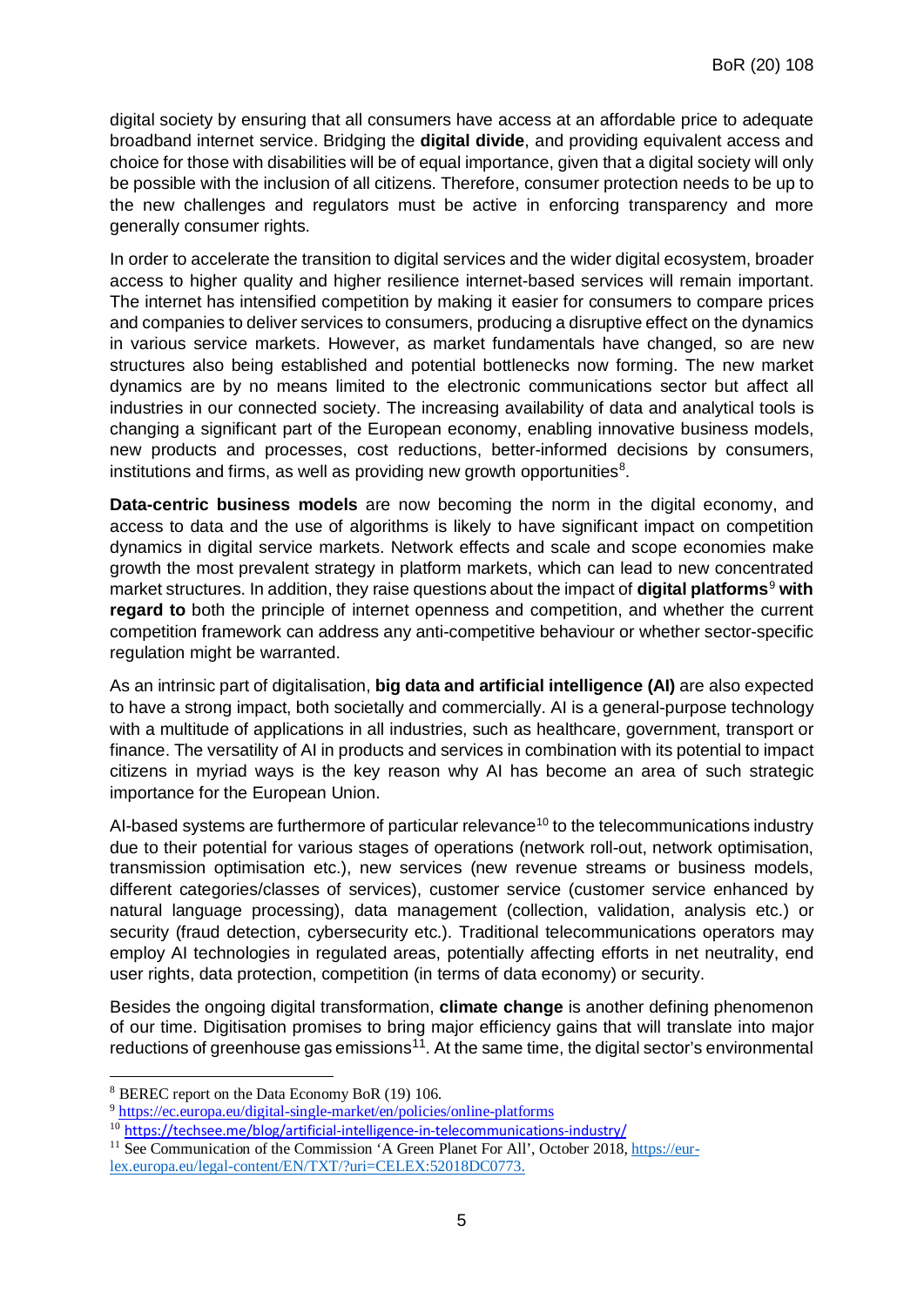digital society by ensuring that all consumers have access at an affordable price to adequate broadband internet service. Bridging the **digital divide**, and providing equivalent access and choice for those with disabilities will be of equal importance, given that a digital society will only be possible with the inclusion of all citizens. Therefore, consumer protection needs to be up to the new challenges and regulators must be active in enforcing transparency and more generally consumer rights.

In order to accelerate the transition to digital services and the wider digital ecosystem, broader access to higher quality and higher resilience internet-based services will remain important. The internet has intensified competition by making it easier for consumers to compare prices and companies to deliver services to consumers, producing a disruptive effect on the dynamics in various service markets. However, as market fundamentals have changed, so are new structures also being established and potential bottlenecks now forming. The new market dynamics are by no means limited to the electronic communications sector but affect all industries in our connected society. The increasing availability of data and analytical tools is changing a significant part of the European economy, enabling innovative business models, new products and processes, cost reductions, better-informed decisions by consumers, institutions and firms, as well as providing new growth opportunities[8].

**Data-centric business models** are now becoming the norm in the digital economy, and access to data and the use of algorithms is likely to have significant impact on competition dynamics in digital service markets. Network effects and scale and scope economies make growth the most prevalent strategy in platform markets, which can lead to new concentrated market structures. In addition, they raise questions about the impact of **digital platforms**[9] **with regard to** both the principle of internet openness and competition, and whether the current competition framework can address any anti-competitive behaviour or whether sector-specific regulation might be warranted.

As an intrinsic part of digitalisation, **big data and artificial intelligence (AI)** are also expected to have a strong impact, both societally and commercially. AI is a general-purpose technology with a multitude of applications in all industries, such as healthcare, government, transport or finance. The versatility of AI in products and services in combination with its potential to impact citizens in myriad ways is the key reason why AI has become an area of such strategic importance for the European Union.

AI-based systems are furthermore of particular relevance[10] to the telecommunications industry due to their potential for various stages of operations (network roll-out, network optimisation, transmission optimisation etc.), new services (new revenue streams or business models, different categories/classes of services), customer service (customer service enhanced by natural language processing), data management (collection, validation, analysis etc.) or security (fraud detection, cybersecurity etc.). Traditional telecommunications operators may employ AI technologies in regulated areas, potentially affecting efforts in net neutrality, end user rights, data protection, competition (in terms of data economy) or security.

Besides the ongoing digital transformation, **climate change** is another defining phenomenon of our time. Digitisation promises to bring major efficiency gains that will translate into major reductions of greenhouse gas emissions[11]. At the same time, the digital sector's environmental

---

[8] BEREC report on the Data Economy BoR (19) 106.

[9] https://ec.europa.eu/digital-single-market/en/policies/online-platforms

[10] https://techsee.me/blog/artificial-intelligence-in-telecommunications-industry/

[11] See Communication of the Commission 'A Green Planet For All', October 2018, https://eur-lex.europa.eu/legal-content/EN/TXT/?uri=CELEX:52018DC0773.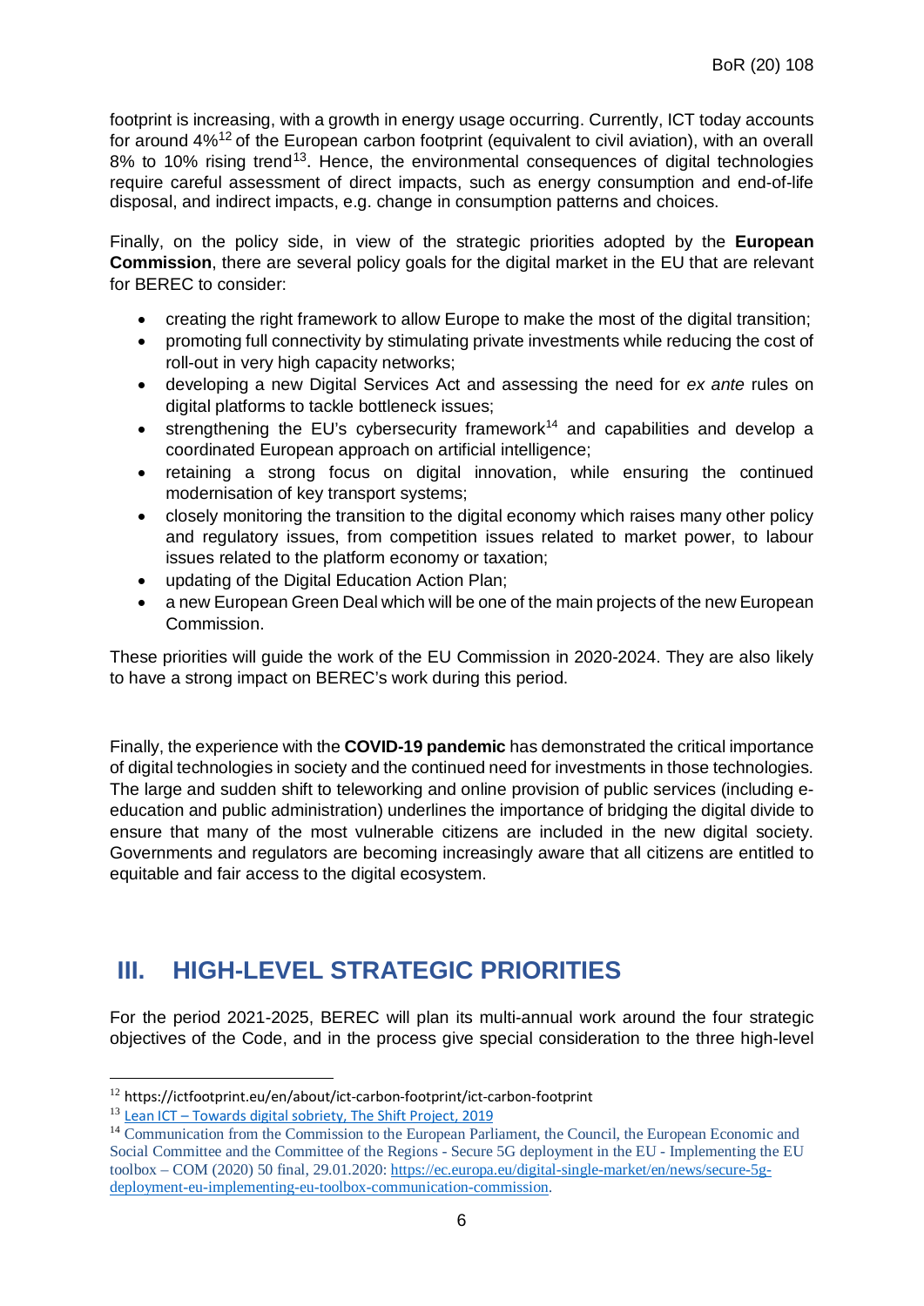footprint is increasing, with a growth in energy usage occurring. Currently, ICT today accounts for around 4%[12] of the European carbon footprint (equivalent to civil aviation), with an overall 8% to 10% rising trend[13]. Hence, the environmental consequences of digital technologies require careful assessment of direct impacts, such as energy consumption and end-of-life disposal, and indirect impacts, e.g. change in consumption patterns and choices.

Finally, on the policy side, in view of the strategic priorities adopted by the **European Commission**, there are several policy goals for the digital market in the EU that are relevant for BEREC to consider:

- creating the right framework to allow Europe to make the most of the digital transition;
- promoting full connectivity by stimulating private investments while reducing the cost of roll-out in very high capacity networks;
- developing a new Digital Services Act and assessing the need for *ex ante* rules on digital platforms to tackle bottleneck issues;
- strengthening the EU's cybersecurity framework[14] and capabilities and develop a coordinated European approach on artificial intelligence;
- retaining a strong focus on digital innovation, while ensuring the continued modernisation of key transport systems;
- closely monitoring the transition to the digital economy which raises many other policy and regulatory issues, from competition issues related to market power, to labour issues related to the platform economy or taxation;
- updating of the Digital Education Action Plan;
- a new European Green Deal which will be one of the main projects of the new European Commission.

These priorities will guide the work of the EU Commission in 2020-2024. They are also likely to have a strong impact on BEREC's work during this period.

Finally, the experience with the **COVID-19 pandemic** has demonstrated the critical importance of digital technologies in society and the continued need for investments in those technologies. The large and sudden shift to teleworking and online provision of public services (including e-education and public administration) underlines the importance of bridging the digital divide to ensure that many of the most vulnerable citizens are included in the new digital society. Governments and regulators are becoming increasingly aware that all citizens are entitled to equitable and fair access to the digital ecosystem.

# III. HIGH-LEVEL STRATEGIC PRIORITIES

For the period 2021-2025, BEREC will plan its multi-annual work around the four strategic objectives of the Code, and in the process give special consideration to the three high-level

---

[12] https://ictfootprint.eu/en/about/ict-carbon-footprint/ict-carbon-footprint

[13] Lean ICT – Towards digital sobriety, The Shift Project, 2019

[14] Communication from the Commission to the European Parliament, the Council, the European Economic and Social Committee and the Committee of the Regions - Secure 5G deployment in the EU - Implementing the EU toolbox – COM (2020) 50 final, 29.01.2020: https://ec.europa.eu/digital-single-market/en/news/secure-5g-deployment-eu-implementing-eu-toolbox-communication-commission.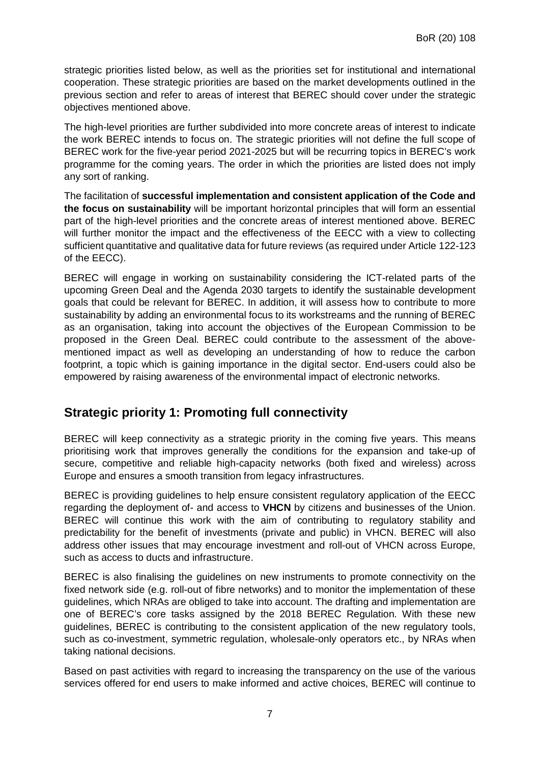strategic priorities listed below, as well as the priorities set for institutional and international cooperation. These strategic priorities are based on the market developments outlined in the previous section and refer to areas of interest that BEREC should cover under the strategic objectives mentioned above.

The high-level priorities are further subdivided into more concrete areas of interest to indicate the work BEREC intends to focus on. The strategic priorities will not define the full scope of BEREC work for the five-year period 2021-2025 but will be recurring topics in BEREC's work programme for the coming years. The order in which the priorities are listed does not imply any sort of ranking.

The facilitation of **successful implementation and consistent application of the Code and the focus on sustainability** will be important horizontal principles that will form an essential part of the high-level priorities and the concrete areas of interest mentioned above. BEREC will further monitor the impact and the effectiveness of the EECC with a view to collecting sufficient quantitative and qualitative data for future reviews (as required under Article 122-123 of the EECC).

BEREC will engage in working on sustainability considering the ICT-related parts of the upcoming Green Deal and the Agenda 2030 targets to identify the sustainable development goals that could be relevant for BEREC. In addition, it will assess how to contribute to more sustainability by adding an environmental focus to its workstreams and the running of BEREC as an organisation, taking into account the objectives of the European Commission to be proposed in the Green Deal. BEREC could contribute to the assessment of the above-mentioned impact as well as developing an understanding of how to reduce the carbon footprint, a topic which is gaining importance in the digital sector. End-users could also be empowered by raising awareness of the environmental impact of electronic networks.

## Strategic priority 1: Promoting full connectivity

BEREC will keep connectivity as a strategic priority in the coming five years. This means prioritising work that improves generally the conditions for the expansion and take-up of secure, competitive and reliable high-capacity networks (both fixed and wireless) across Europe and ensures a smooth transition from legacy infrastructures.

BEREC is providing guidelines to help ensure consistent regulatory application of the EECC regarding the deployment of- and access to **VHCN** by citizens and businesses of the Union. BEREC will continue this work with the aim of contributing to regulatory stability and predictability for the benefit of investments (private and public) in VHCN. BEREC will also address other issues that may encourage investment and roll-out of VHCN across Europe, such as access to ducts and infrastructure.

BEREC is also finalising the guidelines on new instruments to promote connectivity on the fixed network side (e.g. roll-out of fibre networks) and to monitor the implementation of these guidelines, which NRAs are obliged to take into account. The drafting and implementation are one of BEREC's core tasks assigned by the 2018 BEREC Regulation. With these new guidelines, BEREC is contributing to the consistent application of the new regulatory tools, such as co-investment, symmetric regulation, wholesale-only operators etc., by NRAs when taking national decisions.

Based on past activities with regard to increasing the transparency on the use of the various services offered for end users to make informed and active choices, BEREC will continue to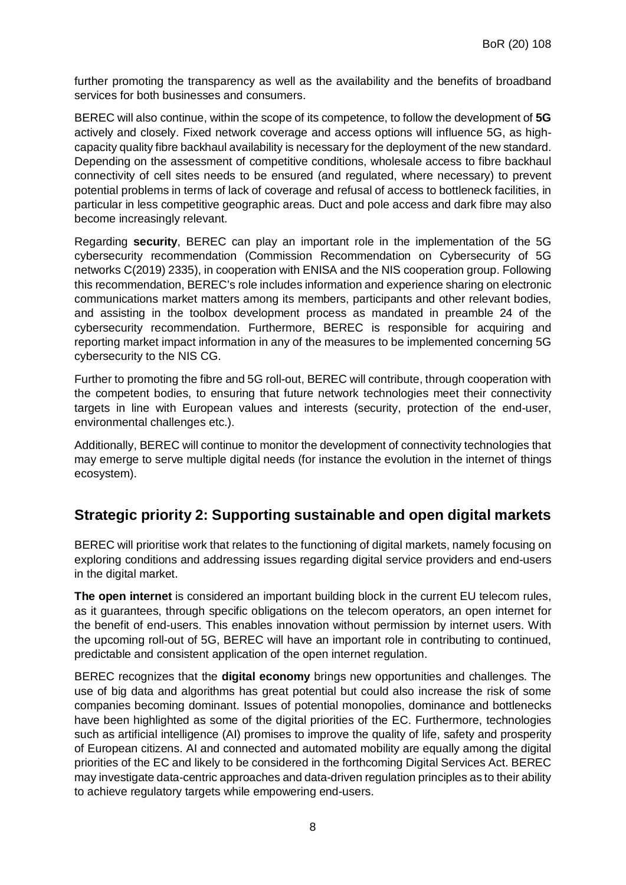further promoting the transparency as well as the availability and the benefits of broadband services for both businesses and consumers.

BEREC will also continue, within the scope of its competence, to follow the development of **5G** actively and closely. Fixed network coverage and access options will influence 5G, as high-capacity quality fibre backhaul availability is necessary for the deployment of the new standard. Depending on the assessment of competitive conditions, wholesale access to fibre backhaul connectivity of cell sites needs to be ensured (and regulated, where necessary) to prevent potential problems in terms of lack of coverage and refusal of access to bottleneck facilities, in particular in less competitive geographic areas. Duct and pole access and dark fibre may also become increasingly relevant.

Regarding **security**, BEREC can play an important role in the implementation of the 5G cybersecurity recommendation (Commission Recommendation on Cybersecurity of 5G networks C(2019) 2335), in cooperation with ENISA and the NIS cooperation group. Following this recommendation, BEREC's role includes information and experience sharing on electronic communications market matters among its members, participants and other relevant bodies, and assisting in the toolbox development process as mandated in preamble 24 of the cybersecurity recommendation. Furthermore, BEREC is responsible for acquiring and reporting market impact information in any of the measures to be implemented concerning 5G cybersecurity to the NIS CG.

Further to promoting the fibre and 5G roll-out, BEREC will contribute, through cooperation with the competent bodies, to ensuring that future network technologies meet their connectivity targets in line with European values and interests (security, protection of the end-user, environmental challenges etc.).

Additionally, BEREC will continue to monitor the development of connectivity technologies that may emerge to serve multiple digital needs (for instance the evolution in the internet of things ecosystem).

## Strategic priority 2: Supporting sustainable and open digital markets

BEREC will prioritise work that relates to the functioning of digital markets, namely focusing on exploring conditions and addressing issues regarding digital service providers and end-users in the digital market.

**The open internet** is considered an important building block in the current EU telecom rules, as it guarantees, through specific obligations on the telecom operators, an open internet for the benefit of end-users. This enables innovation without permission by internet users. With the upcoming roll-out of 5G, BEREC will have an important role in contributing to continued, predictable and consistent application of the open internet regulation.

BEREC recognizes that the **digital economy** brings new opportunities and challenges. The use of big data and algorithms has great potential but could also increase the risk of some companies becoming dominant. Issues of potential monopolies, dominance and bottlenecks have been highlighted as some of the digital priorities of the EC. Furthermore, technologies such as artificial intelligence (AI) promises to improve the quality of life, safety and prosperity of European citizens. AI and connected and automated mobility are equally among the digital priorities of the EC and likely to be considered in the forthcoming Digital Services Act. BEREC may investigate data-centric approaches and data-driven regulation principles as to their ability to achieve regulatory targets while empowering end-users.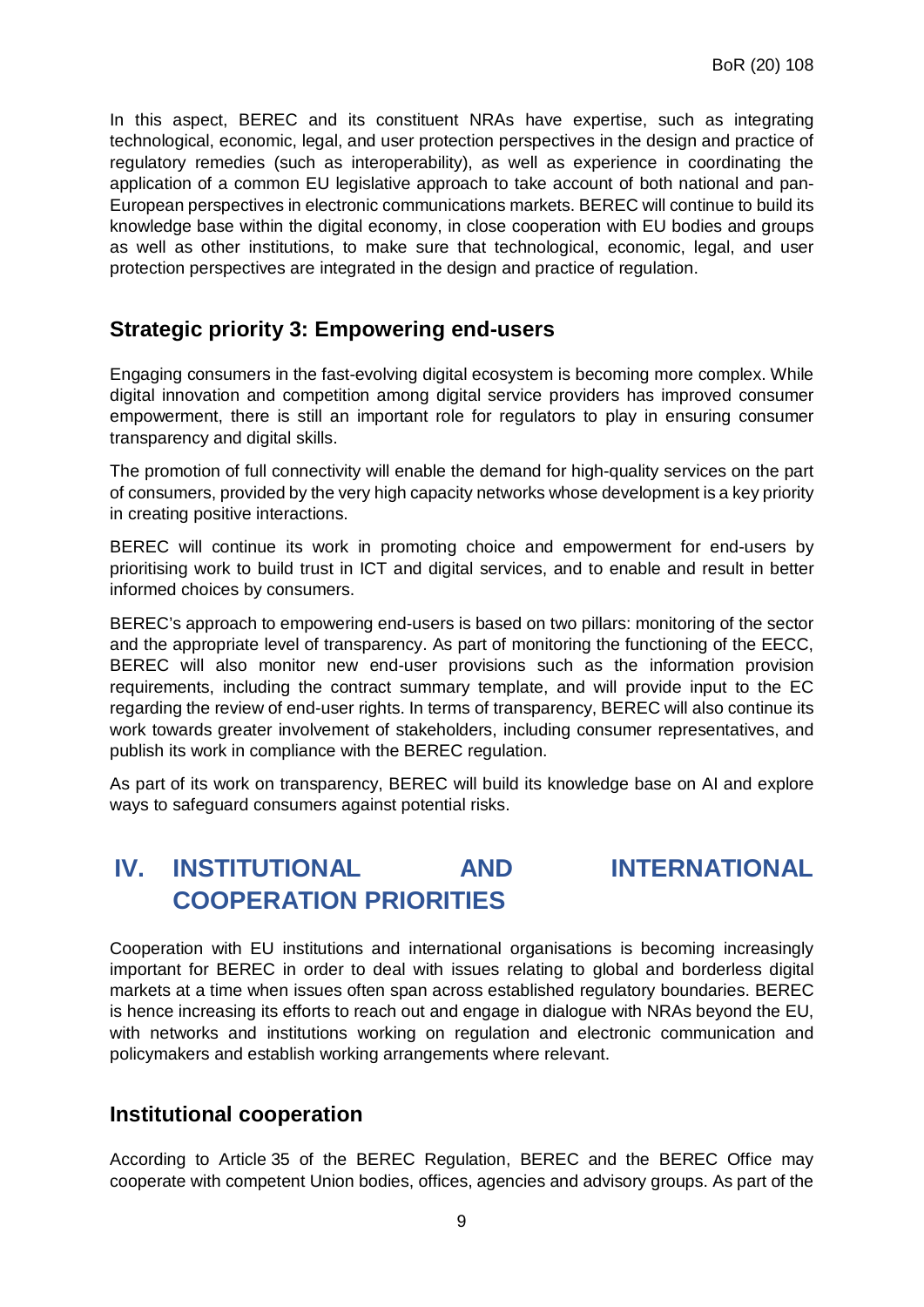In this aspect, BEREC and its constituent NRAs have expertise, such as integrating technological, economic, legal, and user protection perspectives in the design and practice of regulatory remedies (such as interoperability), as well as experience in coordinating the application of a common EU legislative approach to take account of both national and pan-European perspectives in electronic communications markets. BEREC will continue to build its knowledge base within the digital economy, in close cooperation with EU bodies and groups as well as other institutions, to make sure that technological, economic, legal, and user protection perspectives are integrated in the design and practice of regulation.

### Strategic priority 3: Empowering end-users

Engaging consumers in the fast-evolving digital ecosystem is becoming more complex. While digital innovation and competition among digital service providers has improved consumer empowerment, there is still an important role for regulators to play in ensuring consumer transparency and digital skills.

The promotion of full connectivity will enable the demand for high-quality services on the part of consumers, provided by the very high capacity networks whose development is a key priority in creating positive interactions.

BEREC will continue its work in promoting choice and empowerment for end-users by prioritising work to build trust in ICT and digital services, and to enable and result in better informed choices by consumers.

BEREC's approach to empowering end-users is based on two pillars: monitoring of the sector and the appropriate level of transparency. As part of monitoring the functioning of the EECC, BEREC will also monitor new end-user provisions such as the information provision requirements, including the contract summary template, and will provide input to the EC regarding the review of end-user rights. In terms of transparency, BEREC will also continue its work towards greater involvement of stakeholders, including consumer representatives, and publish its work in compliance with the BEREC regulation.

As part of its work on transparency, BEREC will build its knowledge base on AI and explore ways to safeguard consumers against potential risks.

## IV. INSTITUTIONAL AND INTERNATIONAL COOPERATION PRIORITIES

Cooperation with EU institutions and international organisations is becoming increasingly important for BEREC in order to deal with issues relating to global and borderless digital markets at a time when issues often span across established regulatory boundaries. BEREC is hence increasing its efforts to reach out and engage in dialogue with NRAs beyond the EU, with networks and institutions working on regulation and electronic communication and policymakers and establish working arrangements where relevant.

### Institutional cooperation

According to Article 35 of the BEREC Regulation, BEREC and the BEREC Office may cooperate with competent Union bodies, offices, agencies and advisory groups. As part of the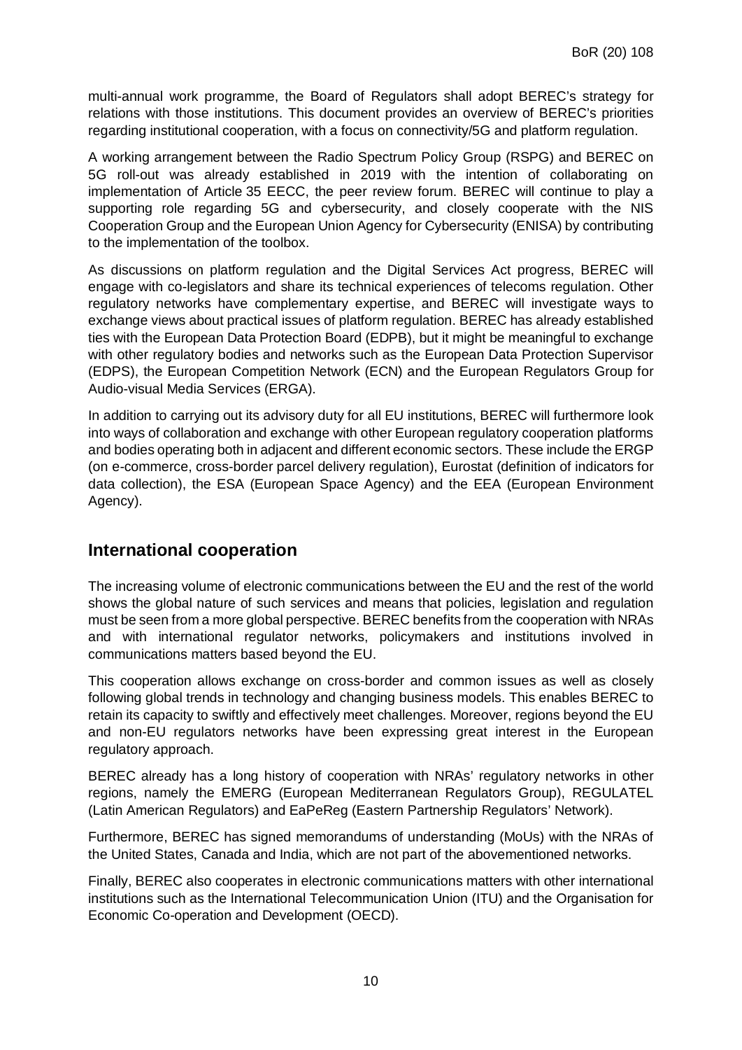multi-annual work programme, the Board of Regulators shall adopt BEREC's strategy for relations with those institutions. This document provides an overview of BEREC's priorities regarding institutional cooperation, with a focus on connectivity/5G and platform regulation.

A working arrangement between the Radio Spectrum Policy Group (RSPG) and BEREC on 5G roll-out was already established in 2019 with the intention of collaborating on implementation of Article 35 EECC, the peer review forum. BEREC will continue to play a supporting role regarding 5G and cybersecurity, and closely cooperate with the NIS Cooperation Group and the European Union Agency for Cybersecurity (ENISA) by contributing to the implementation of the toolbox.

As discussions on platform regulation and the Digital Services Act progress, BEREC will engage with co-legislators and share its technical experiences of telecoms regulation. Other regulatory networks have complementary expertise, and BEREC will investigate ways to exchange views about practical issues of platform regulation. BEREC has already established ties with the European Data Protection Board (EDPB), but it might be meaningful to exchange with other regulatory bodies and networks such as the European Data Protection Supervisor (EDPS), the European Competition Network (ECN) and the European Regulators Group for Audio-visual Media Services (ERGA).

In addition to carrying out its advisory duty for all EU institutions, BEREC will furthermore look into ways of collaboration and exchange with other European regulatory cooperation platforms and bodies operating both in adjacent and different economic sectors. These include the ERGP (on e-commerce, cross-border parcel delivery regulation), Eurostat (definition of indicators for data collection), the ESA (European Space Agency) and the EEA (European Environment Agency).

## International cooperation

The increasing volume of electronic communications between the EU and the rest of the world shows the global nature of such services and means that policies, legislation and regulation must be seen from a more global perspective. BEREC benefits from the cooperation with NRAs and with international regulator networks, policymakers and institutions involved in communications matters based beyond the EU.

This cooperation allows exchange on cross-border and common issues as well as closely following global trends in technology and changing business models. This enables BEREC to retain its capacity to swiftly and effectively meet challenges. Moreover, regions beyond the EU and non-EU regulators networks have been expressing great interest in the European regulatory approach.

BEREC already has a long history of cooperation with NRAs' regulatory networks in other regions, namely the EMERG (European Mediterranean Regulators Group), REGULATEL (Latin American Regulators) and EaPeReg (Eastern Partnership Regulators' Network).

Furthermore, BEREC has signed memorandums of understanding (MoUs) with the NRAs of the United States, Canada and India, which are not part of the abovementioned networks.

Finally, BEREC also cooperates in electronic communications matters with other international institutions such as the International Telecommunication Union (ITU) and the Organisation for Economic Co-operation and Development (OECD).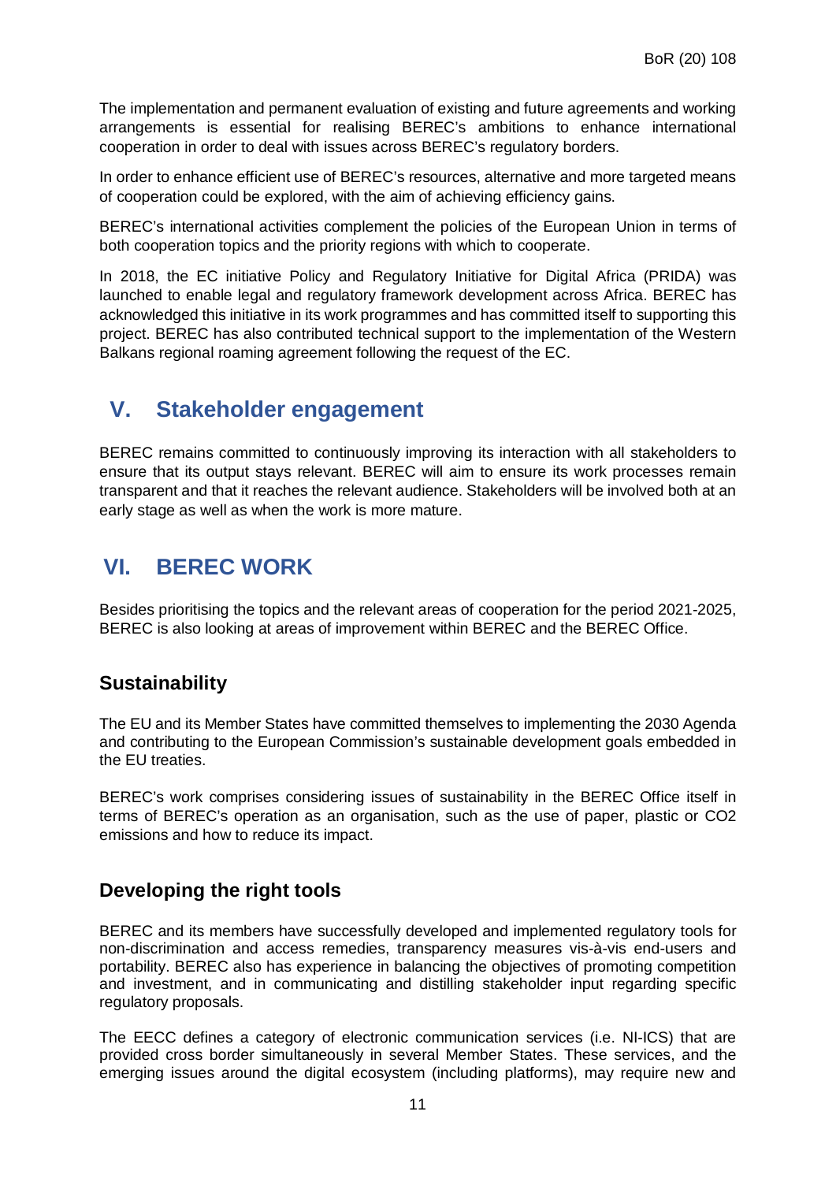The implementation and permanent evaluation of existing and future agreements and working arrangements is essential for realising BEREC's ambitions to enhance international cooperation in order to deal with issues across BEREC's regulatory borders.

In order to enhance efficient use of BEREC's resources, alternative and more targeted means of cooperation could be explored, with the aim of achieving efficiency gains.

BEREC's international activities complement the policies of the European Union in terms of both cooperation topics and the priority regions with which to cooperate.

In 2018, the EC initiative Policy and Regulatory Initiative for Digital Africa (PRIDA) was launched to enable legal and regulatory framework development across Africa. BEREC has acknowledged this initiative in its work programmes and has committed itself to supporting this project. BEREC has also contributed technical support to the implementation of the Western Balkans regional roaming agreement following the request of the EC.

# V. Stakeholder engagement

BEREC remains committed to continuously improving its interaction with all stakeholders to ensure that its output stays relevant. BEREC will aim to ensure its work processes remain transparent and that it reaches the relevant audience. Stakeholders will be involved both at an early stage as well as when the work is more mature.

# VI. BEREC WORK

Besides prioritising the topics and the relevant areas of cooperation for the period 2021-2025, BEREC is also looking at areas of improvement within BEREC and the BEREC Office.

## Sustainability

The EU and its Member States have committed themselves to implementing the 2030 Agenda and contributing to the European Commission's sustainable development goals embedded in the EU treaties.

BEREC's work comprises considering issues of sustainability in the BEREC Office itself in terms of BEREC's operation as an organisation, such as the use of paper, plastic or $CO_2$ emissions and how to reduce its impact.

## Developing the right tools

BEREC and its members have successfully developed and implemented regulatory tools for non-discrimination and access remedies, transparency measures vis-à-vis end-users and portability. BEREC also has experience in balancing the objectives of promoting competition and investment, and in communicating and distilling stakeholder input regarding specific regulatory proposals.

The EECC defines a category of electronic communication services (i.e. NI-ICS) that are provided cross border simultaneously in several Member States. These services, and the emerging issues around the digital ecosystem (including platforms), may require new and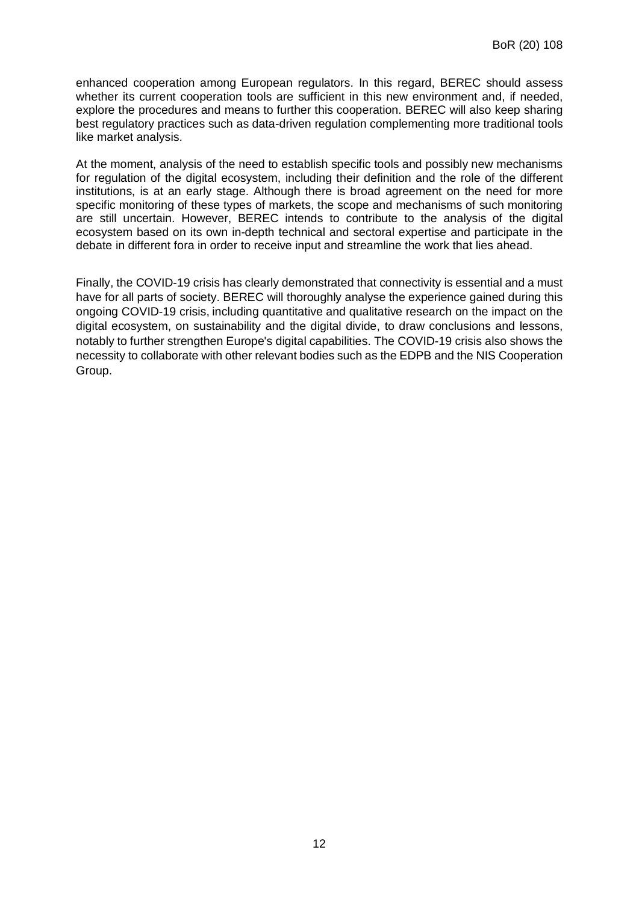enhanced cooperation among European regulators. In this regard, BEREC should assess whether its current cooperation tools are sufficient in this new environment and, if needed, explore the procedures and means to further this cooperation. BEREC will also keep sharing best regulatory practices such as data-driven regulation complementing more traditional tools like market analysis.

At the moment, analysis of the need to establish specific tools and possibly new mechanisms for regulation of the digital ecosystem, including their definition and the role of the different institutions, is at an early stage. Although there is broad agreement on the need for more specific monitoring of these types of markets, the scope and mechanisms of such monitoring are still uncertain. However, BEREC intends to contribute to the analysis of the digital ecosystem based on its own in-depth technical and sectoral expertise and participate in the debate in different fora in order to receive input and streamline the work that lies ahead.

Finally, the COVID-19 crisis has clearly demonstrated that connectivity is essential and a must have for all parts of society. BEREC will thoroughly analyse the experience gained during this ongoing COVID-19 crisis, including quantitative and qualitative research on the impact on the digital ecosystem, on sustainability and the digital divide, to draw conclusions and lessons, notably to further strengthen Europe's digital capabilities. The COVID-19 crisis also shows the necessity to collaborate with other relevant bodies such as the EDPB and the NIS Cooperation Group.